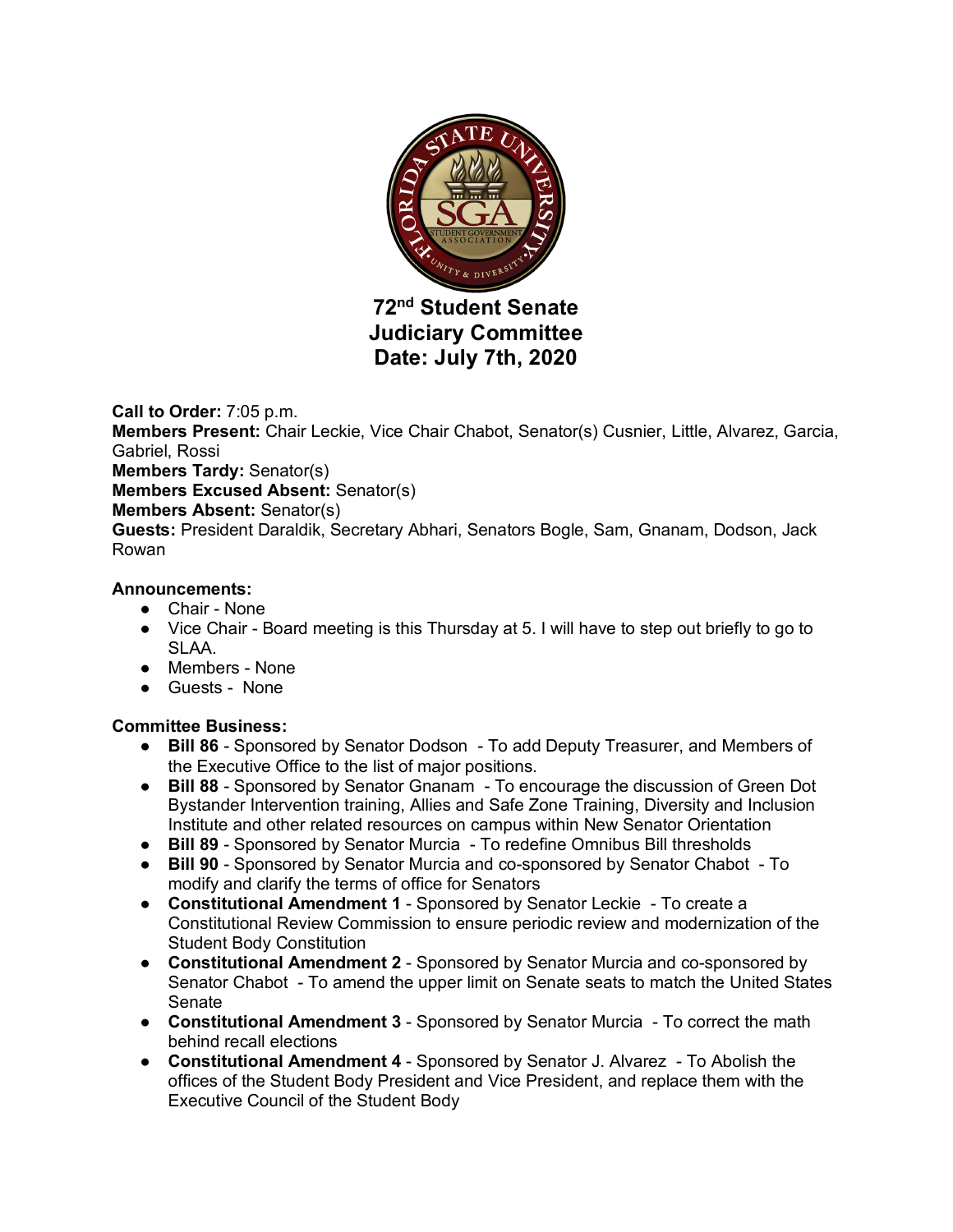# 72nd Student Senate
# Judiciary Committee
# Date: July 7th, 2020

**Call to Order:** 7:05 p.m.
**Members Present:** Chair Leckie, Vice Chair Chabot, Senator(s) Cusnier, Little, Alvarez, Garcia, Gabriel, Rossi
**Members Tardy:** Senator(s)
**Members Excused Absent:** Senator(s)
**Members Absent:** Senator(s)
**Guests:** President Daraldik, Secretary Abhari, Senators Bogle, Sam, Gnanam, Dodson, Jack Rowan

**Announcements:**

- Chair - None
- Vice Chair - Board meeting is this Thursday at 5. I will have to step out briefly to go to SLAA.
- Members - None
- Guests - None

**Committee Business:**

- **Bill 86** - Sponsored by Senator Dodson - To add Deputy Treasurer, and Members of the Executive Office to the list of major positions.
- **Bill 88** - Sponsored by Senator Gnanam - To encourage the discussion of Green Dot Bystander Intervention training, Allies and Safe Zone Training, Diversity and Inclusion Institute and other related resources on campus within New Senator Orientation
- **Bill 89** - Sponsored by Senator Murcia - To redefine Omnibus Bill thresholds
- **Bill 90** - Sponsored by Senator Murcia and co-sponsored by Senator Chabot - To modify and clarify the terms of office for Senators
- **Constitutional Amendment 1** - Sponsored by Senator Leckie - To create a Constitutional Review Commission to ensure periodic review and modernization of the Student Body Constitution
- **Constitutional Amendment 2** - Sponsored by Senator Murcia and co-sponsored by Senator Chabot - To amend the upper limit on Senate seats to match the United States Senate
- **Constitutional Amendment 3** - Sponsored by Senator Murcia - To correct the math behind recall elections
- **Constitutional Amendment 4** - Sponsored by Senator J. Alvarez - To Abolish the offices of the Student Body President and Vice President, and replace them with the Executive Council of the Student Body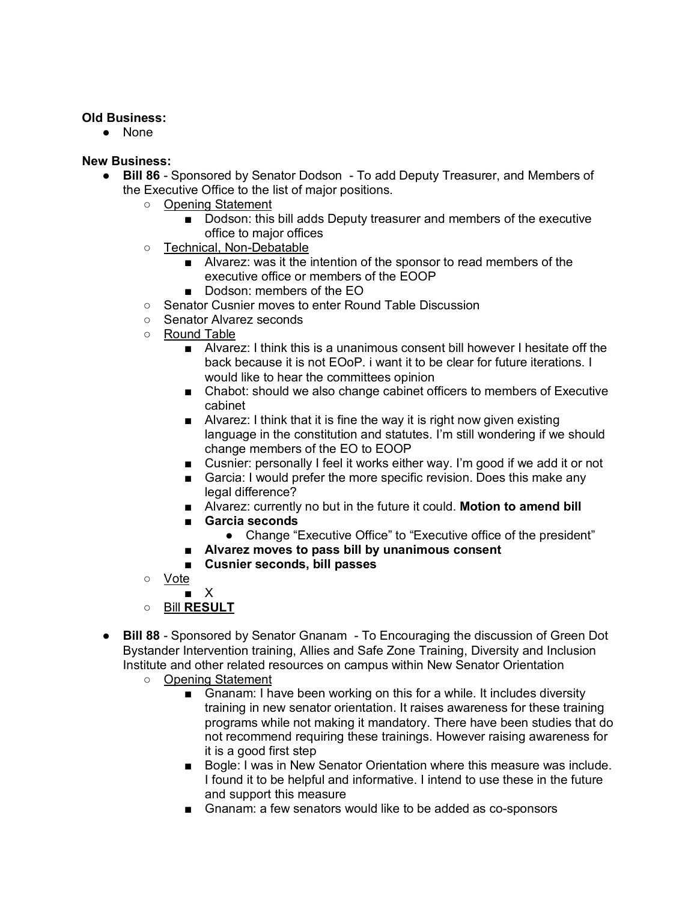**Old Business:**

- None

**New Business:**

- **Bill 86** - Sponsored by Senator Dodson - To add Deputy Treasurer, and Members of the Executive Office to the list of major positions.
    - Opening Statement
        - Dodson: this bill adds Deputy treasurer and members of the executive office to major offices
    - Technical, Non-Debatable
        - Alvarez: was it the intention of the sponsor to read members of the executive office or members of the EOOP
        - Dodson: members of the EO
    - Senator Cusnier moves to enter Round Table Discussion
    - Senator Alvarez seconds
    - Round Table
        - Alvarez: I think this is a unanimous consent bill however I hesitate off the back because it is not EOoP. i want it to be clear for future iterations. I would like to hear the committees opinion
        - Chabot: should we also change cabinet officers to members of Executive cabinet
        - Alvarez: I think that it is fine the way it is right now given existing language in the constitution and statutes. I'm still wondering if we should change members of the EO to EOOP
        - Cusnier: personally I feel it works either way. I'm good if we add it or not
        - Garcia: I would prefer the more specific revision. Does this make any legal difference?
        - Alvarez: currently no but in the future it could. **Motion to amend bill**
        - **Garcia seconds**
            - Change "Executive Office" to "Executive office of the president"
        - **Alvarez moves to pass bill by unanimous consent**
        - **Cusnier seconds, bill passes**
    - Vote
        - X
    - Bill **RESULT**

- **Bill 88** - Sponsored by Senator Gnanam - To Encouraging the discussion of Green Dot Bystander Intervention training, Allies and Safe Zone Training, Diversity and Inclusion Institute and other related resources on campus within New Senator Orientation
    - Opening Statement
        - Gnanam: I have been working on this for a while. It includes diversity training in new senator orientation. It raises awareness for these training programs while not making it mandatory. There have been studies that do not recommend requiring these trainings. However raising awareness for it is a good first step
        - Bogle: I was in New Senator Orientation where this measure was include. I found it to be helpful and informative. I intend to use these in the future and support this measure
        - Gnanam: a few senators would like to be added as co-sponsors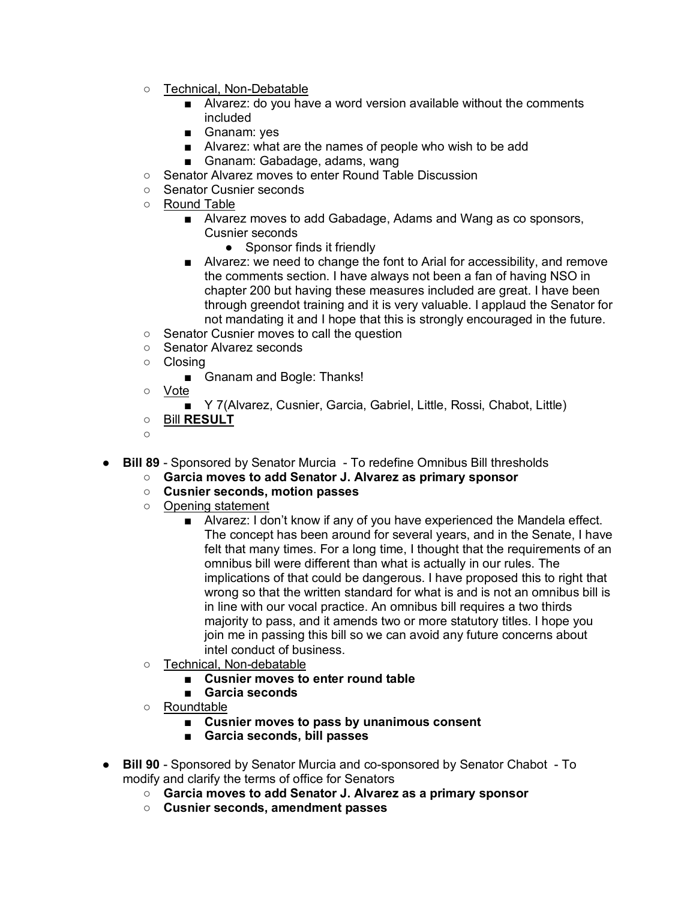- Technical, Non-Debatable
  - Alvarez: do you have a word version available without the comments included
  - Gnanam: yes
  - Alvarez: what are the names of people who wish to be add
  - Gnanam: Gabadage, adams, wang
- Senator Alvarez moves to enter Round Table Discussion
- Senator Cusnier seconds
- Round Table
  - Alvarez moves to add Gabadage, Adams and Wang as co sponsors, Cusnier seconds
    - Sponsor finds it friendly
  - Alvarez: we need to change the font to Arial for accessibility, and remove the comments section. I have always not been a fan of having NSO in chapter 200 but having these measures included are great. I have been through greendot training and it is very valuable. I applaud the Senator for not mandating it and I hope that this is strongly encouraged in the future.
- Senator Cusnier moves to call the question
- Senator Alvarez seconds
- Closing
  - Gnanam and Bogle: Thanks!
- Vote
  - Y 7(Alvarez, Cusnier, Garcia, Gabriel, Little, Rossi, Chabot, Little)
- Bill **RESULT**
- 

- **Bill 89** - Sponsored by Senator Murcia - To redefine Omnibus Bill thresholds
  - **Garcia moves to add Senator J. Alvarez as primary sponsor**
  - **Cusnier seconds, motion passes**
  - Opening statement
    - Alvarez: I don't know if any of you have experienced the Mandela effect. The concept has been around for several years, and in the Senate, I have felt that many times. For a long time, I thought that the requirements of an omnibus bill were different than what is actually in our rules. The implications of that could be dangerous. I have proposed this to right that wrong so that the written standard for what is and is not an omnibus bill is in line with our vocal practice. An omnibus bill requires a two thirds majority to pass, and it amends two or more statutory titles. I hope you join me in passing this bill so we can avoid any future concerns about intel conduct of business.
  - Technical, Non-debatable
    - **Cusnier moves to enter round table**
    - **Garcia seconds**
  - Roundtable
    - **Cusnier moves to pass by unanimous consent**
    - **Garcia seconds, bill passes**

- **Bill 90** - Sponsored by Senator Murcia and co-sponsored by Senator Chabot - To modify and clarify the terms of office for Senators
  - **Garcia moves to add Senator J. Alvarez as a primary sponsor**
  - **Cusnier seconds, amendment passes**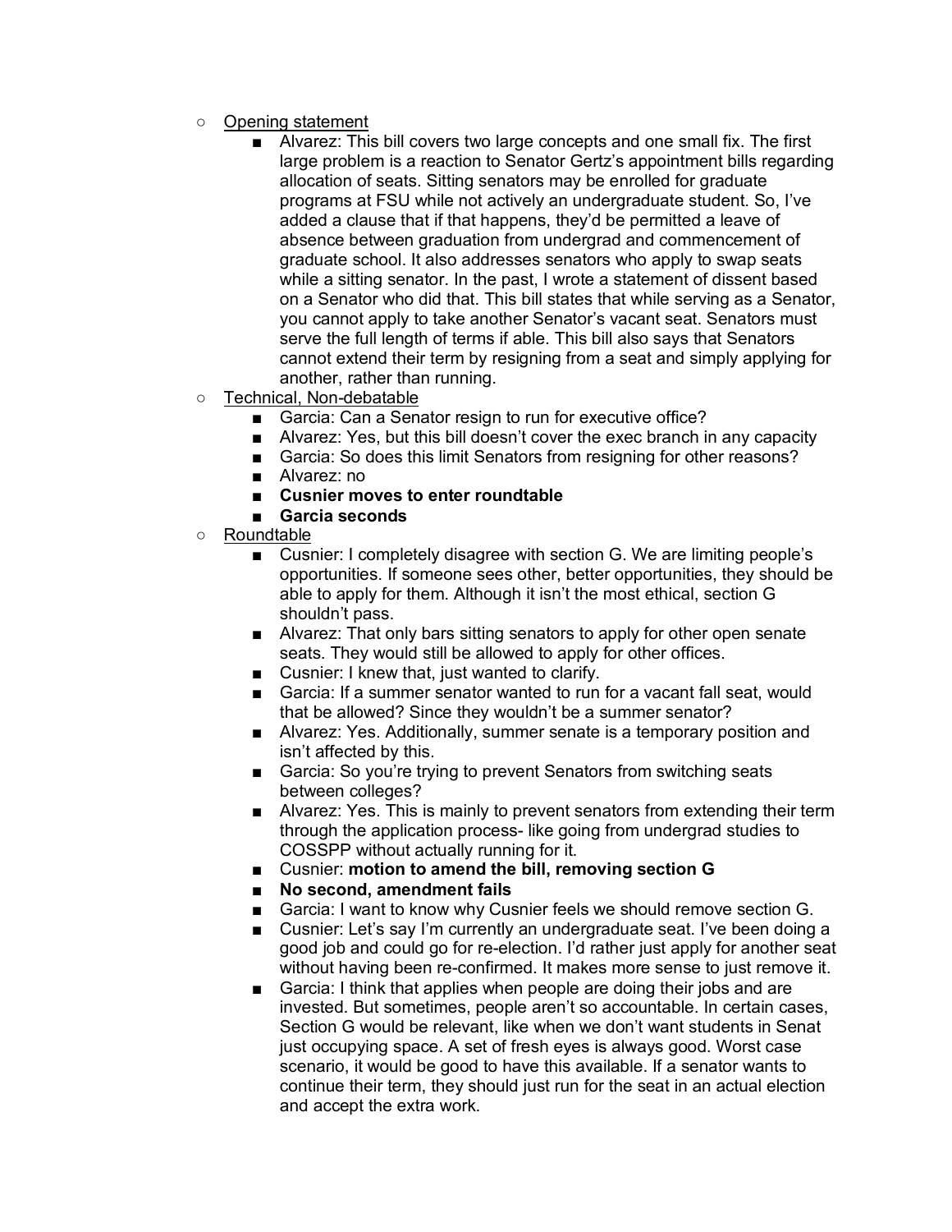- Opening statement
  - Alvarez: This bill covers two large concepts and one small fix. The first large problem is a reaction to Senator Gertz's appointment bills regarding allocation of seats. Sitting senators may be enrolled for graduate programs at FSU while not actively an undergraduate student. So, I've added a clause that if that happens, they'd be permitted a leave of absence between graduation from undergrad and commencement of graduate school. It also addresses senators who apply to swap seats while a sitting senator. In the past, I wrote a statement of dissent based on a Senator who did that. This bill states that while serving as a Senator, you cannot apply to take another Senator's vacant seat. Senators must serve the full length of terms if able. This bill also says that Senators cannot extend their term by resigning from a seat and simply applying for another, rather than running.
- Technical, Non-debatable
  - Garcia: Can a Senator resign to run for executive office?
  - Alvarez: Yes, but this bill doesn't cover the exec branch in any capacity
  - Garcia: So does this limit Senators from resigning for other reasons?
  - Alvarez: no
  - **Cusnier moves to enter roundtable**
  - **Garcia seconds**
- Roundtable
  - Cusnier: I completely disagree with section G. We are limiting people's opportunities. If someone sees other, better opportunities, they should be able to apply for them. Although it isn't the most ethical, section G shouldn't pass.
  - Alvarez: That only bars sitting senators to apply for other open senate seats. They would still be allowed to apply for other offices.
  - Cusnier: I knew that, just wanted to clarify.
  - Garcia: If a summer senator wanted to run for a vacant fall seat, would that be allowed? Since they wouldn't be a summer senator?
  - Alvarez: Yes. Additionally, summer senate is a temporary position and isn't affected by this.
  - Garcia: So you're trying to prevent Senators from switching seats between colleges?
  - Alvarez: Yes. This is mainly to prevent senators from extending their term through the application process- like going from undergrad studies to COSSPP without actually running for it.
  - Cusnier: **motion to amend the bill, removing section G**
  - **No second, amendment fails**
  - Garcia: I want to know why Cusnier feels we should remove section G.
  - Cusnier: Let's say I'm currently an undergraduate seat. I've been doing a good job and could go for re-election. I'd rather just apply for another seat without having been re-confirmed. It makes more sense to just remove it.
  - Garcia: I think that applies when people are doing their jobs and are invested. But sometimes, people aren't so accountable. In certain cases, Section G would be relevant, like when we don't want students in Senat just occupying space. A set of fresh eyes is always good. Worst case scenario, it would be good to have this available. If a senator wants to continue their term, they should just run for the seat in an actual election and accept the extra work.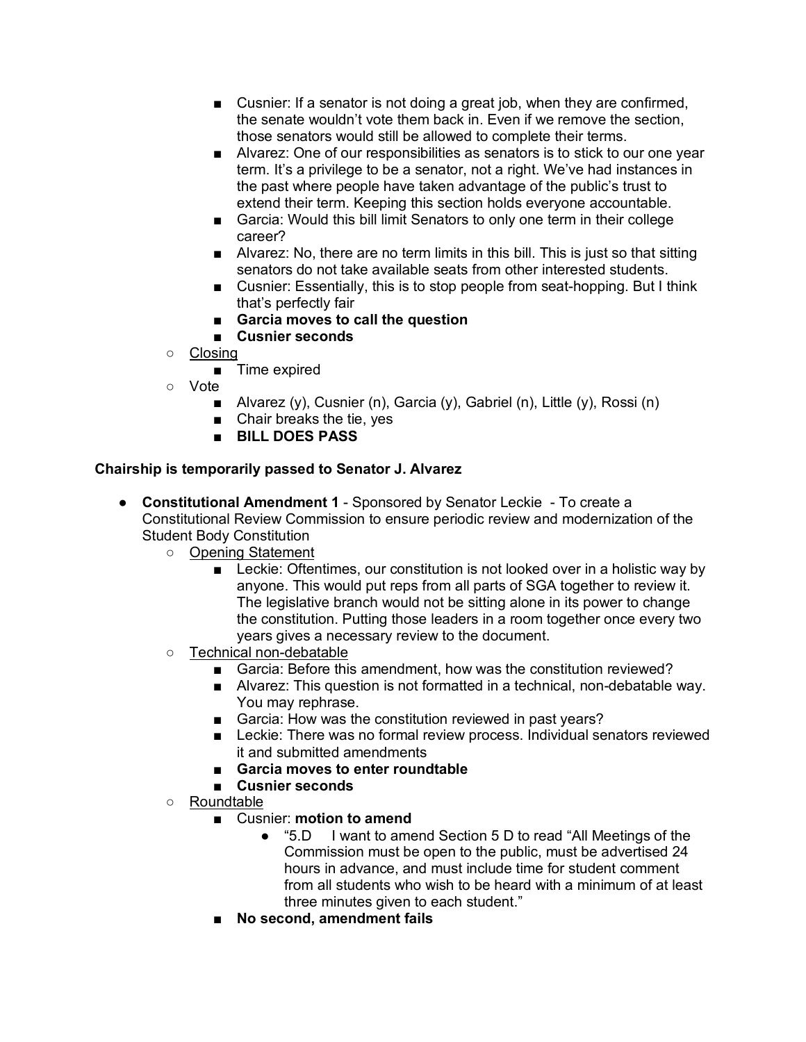- Cusnier: If a senator is not doing a great job, when they are confirmed, the senate wouldn't vote them back in. Even if we remove the section, those senators would still be allowed to complete their terms.
        - Alvarez: One of our responsibilities as senators is to stick to our one year term. It's a privilege to be a senator, not a right. We've had instances in the past where people have taken advantage of the public's trust to extend their term. Keeping this section holds everyone accountable.
        - Garcia: Would this bill limit Senators to only one term in their college career?
        - Alvarez: No, there are no term limits in this bill. This is just so that sitting senators do not take available seats from other interested students.
        - Cusnier: Essentially, this is to stop people from seat-hopping. But I think that's perfectly fair
        - **Garcia moves to call the question**
        - **Cusnier seconds**
    - Closing
        - Time expired
    - Vote
        - Alvarez (y), Cusnier (n), Garcia (y), Gabriel (n), Little (y), Rossi (n)
        - Chair breaks the tie, yes
        - **BILL DOES PASS**

**Chairship is temporarily passed to Senator J. Alvarez**

- **Constitutional Amendment 1** - Sponsored by Senator Leckie - To create a Constitutional Review Commission to ensure periodic review and modernization of the Student Body Constitution
    - Opening Statement
        - Leckie: Oftentimes, our constitution is not looked over in a holistic way by anyone. This would put reps from all parts of SGA together to review it. The legislative branch would not be sitting alone in its power to change the constitution. Putting those leaders in a room together once every two years gives a necessary review to the document.
    - Technical non-debatable
        - Garcia: Before this amendment, how was the constitution reviewed?
        - Alvarez: This question is not formatted in a technical, non-debatable way. You may rephrase.
        - Garcia: How was the constitution reviewed in past years?
        - Leckie: There was no formal review process. Individual senators reviewed it and submitted amendments
        - **Garcia moves to enter roundtable**
        - **Cusnier seconds**
    - Roundtable
        - Cusnier: **motion to amend**
            - "5.D I want to amend Section 5 D to read "All Meetings of the Commission must be open to the public, must be advertised 24 hours in advance, and must include time for student comment from all students who wish to be heard with a minimum of at least three minutes given to each student."
        - **No second, amendment fails**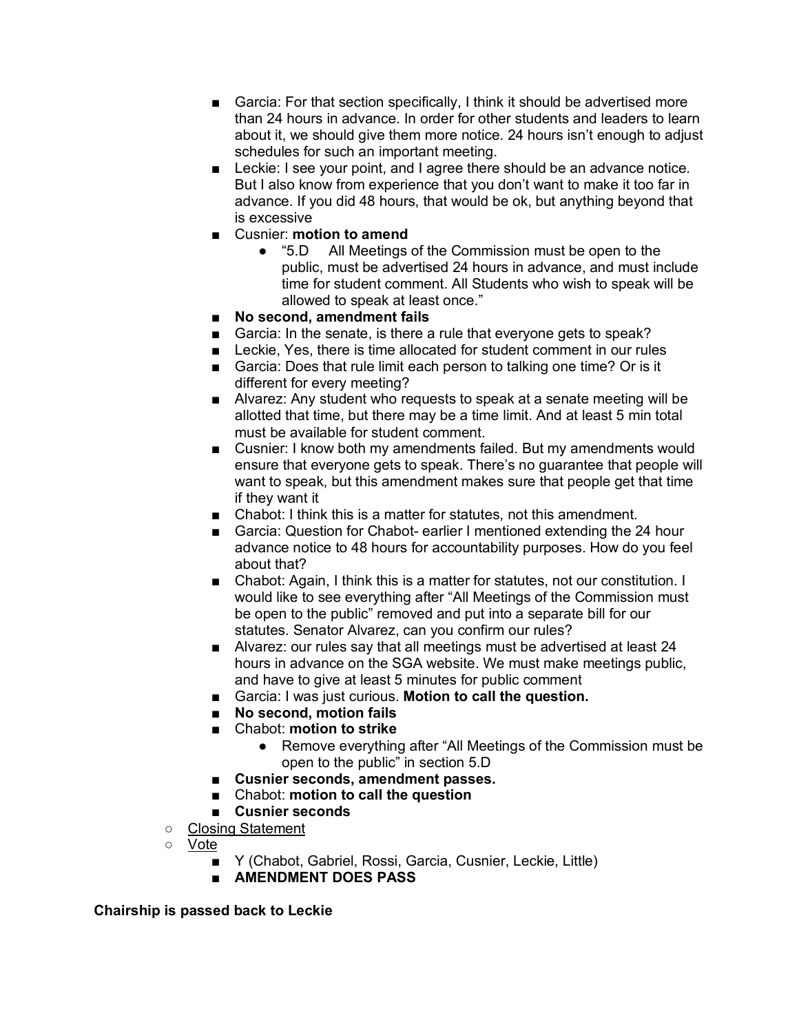- Garcia: For that section specifically, I think it should be advertised more than 24 hours in advance. In order for other students and leaders to learn about it, we should give them more notice. 24 hours isn't enough to adjust schedules for such an important meeting.
        - Leckie: I see your point, and I agree there should be an advance notice. But I also know from experience that you don't want to make it too far in advance. If you did 48 hours, that would be ok, but anything beyond that is excessive
        - Cusnier: **motion to amend**
            - "5.D All Meetings of the Commission must be open to the public, must be advertised 24 hours in advance, and must include time for student comment. All Students who wish to speak will be allowed to speak at least once."
        - **No second, amendment fails**
        - Garcia: In the senate, is there a rule that everyone gets to speak?
        - Leckie, Yes, there is time allocated for student comment in our rules
        - Garcia: Does that rule limit each person to talking one time? Or is it different for every meeting?
        - Alvarez: Any student who requests to speak at a senate meeting will be allotted that time, but there may be a time limit. And at least 5 min total must be available for student comment.
        - Cusnier: I know both my amendments failed. But my amendments would ensure that everyone gets to speak. There's no guarantee that people will want to speak, but this amendment makes sure that people get that time if they want it
        - Chabot: I think this is a matter for statutes, not this amendment.
        - Garcia: Question for Chabot- earlier I mentioned extending the 24 hour advance notice to 48 hours for accountability purposes. How do you feel about that?
        - Chabot: Again, I think this is a matter for statutes, not our constitution. I would like to see everything after "All Meetings of the Commission must be open to the public" removed and put into a separate bill for our statutes. Senator Alvarez, can you confirm our rules?
        - Alvarez: our rules say that all meetings must be advertised at least 24 hours in advance on the SGA website. We must make meetings public, and have to give at least 5 minutes for public comment
        - Garcia: I was just curious. **Motion to call the question.**
        - **No second, motion fails**
        - Chabot: **motion to strike**
            - Remove everything after "All Meetings of the Commission must be open to the public" in section 5.D
        - **Cusnier seconds, amendment passes.**
        - Chabot: **motion to call the question**
        - **Cusnier seconds**
    - <u>Closing Statement</u>
    - <u>Vote</u>
        - Y (Chabot, Gabriel, Rossi, Garcia, Cusnier, Leckie, Little)
        - **AMENDMENT DOES PASS**

**Chairship is passed back to Leckie**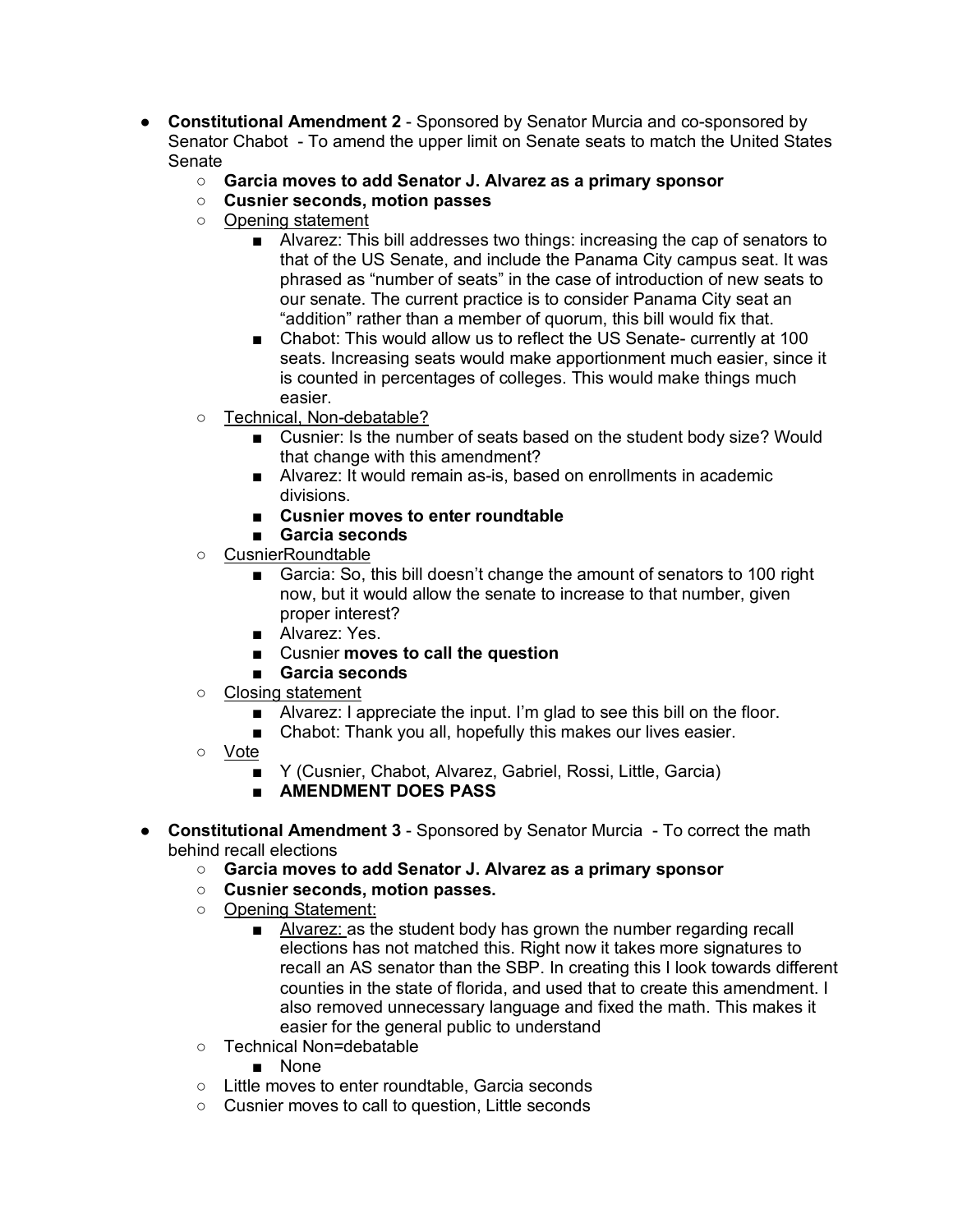- **Constitutional Amendment 2** - Sponsored by Senator Murcia and co-sponsored by Senator Chabot - To amend the upper limit on Senate seats to match the United States Senate
  - **Garcia moves to add Senator J. Alvarez as a primary sponsor**
  - **Cusnier seconds, motion passes**
  - Opening statement
    - Alvarez: This bill addresses two things: increasing the cap of senators to that of the US Senate, and include the Panama City campus seat. It was phrased as "number of seats" in the case of introduction of new seats to our senate. The current practice is to consider Panama City seat an "addition" rather than a member of quorum, this bill would fix that.
    - Chabot: This would allow us to reflect the US Senate- currently at 100 seats. Increasing seats would make apportionment much easier, since it is counted in percentages of colleges. This would make things much easier.
  - Technical, Non-debatable?
    - Cusnier: Is the number of seats based on the student body size? Would that change with this amendment?
    - Alvarez: It would remain as-is, based on enrollments in academic divisions.
    - **Cusnier moves to enter roundtable**
    - **Garcia seconds**
  - CusnierRoundtable
    - Garcia: So, this bill doesn't change the amount of senators to 100 right now, but it would allow the senate to increase to that number, given proper interest?
    - Alvarez: Yes.
    - Cusnier **moves to call the question**
    - **Garcia seconds**
  - Closing statement
    - Alvarez: I appreciate the input. I'm glad to see this bill on the floor.
    - Chabot: Thank you all, hopefully this makes our lives easier.
  - Vote
    - Y (Cusnier, Chabot, Alvarez, Gabriel, Rossi, Little, Garcia)
    - **AMENDMENT DOES PASS**

- **Constitutional Amendment 3** - Sponsored by Senator Murcia - To correct the math behind recall elections
  - **Garcia moves to add Senator J. Alvarez as a primary sponsor**
  - **Cusnier seconds, motion passes.**
  - Opening Statement:
    - Alvarez: as the student body has grown the number regarding recall elections has not matched this. Right now it takes more signatures to recall an AS senator than the SBP. In creating this I look towards different counties in the state of florida, and used that to create this amendment. I also removed unnecessary language and fixed the math. This makes it easier for the general public to understand
  - Technical Non=debatable
    - None
  - Little moves to enter roundtable, Garcia seconds
  - Cusnier moves to call to question, Little seconds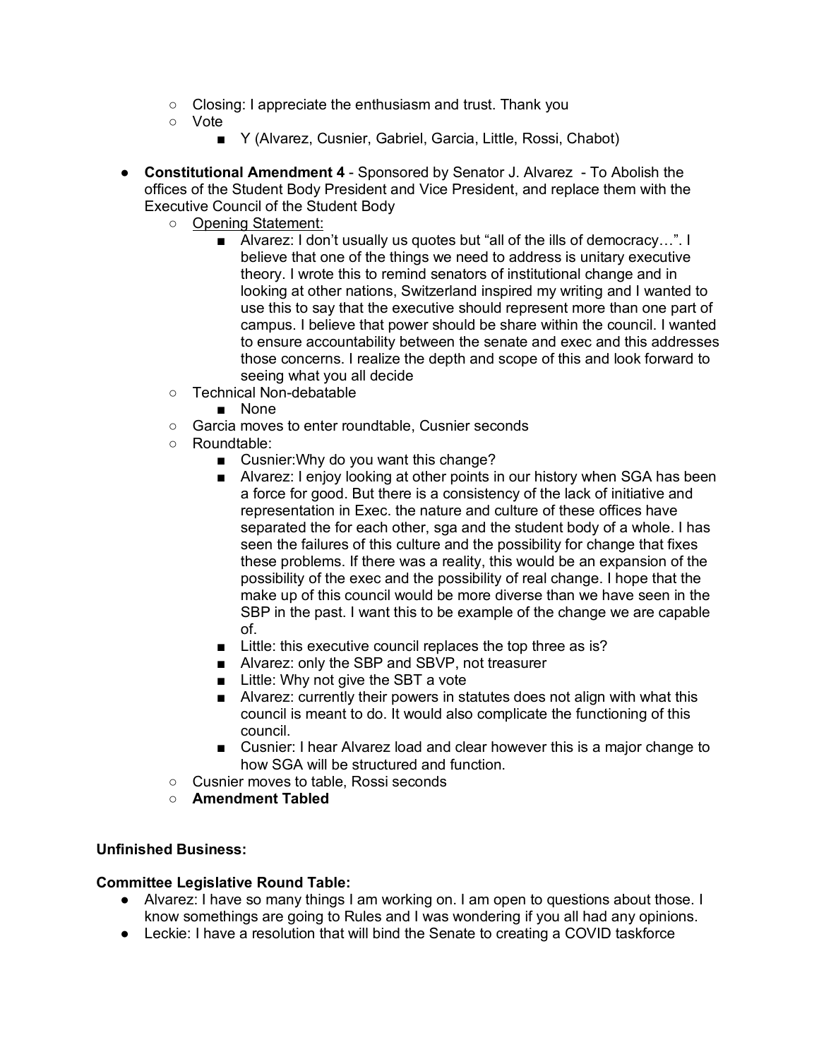- Closing: I appreciate the enthusiasm and trust. Thank you
  - Vote
    - Y (Alvarez, Cusnier, Gabriel, Garcia, Little, Rossi, Chabot)

- **Constitutional Amendment 4** - Sponsored by Senator J. Alvarez - To Abolish the offices of the Student Body President and Vice President, and replace them with the Executive Council of the Student Body
  - Opening Statement:
    - Alvarez: I don't usually us quotes but "all of the ills of democracy…". I believe that one of the things we need to address is unitary executive theory. I wrote this to remind senators of institutional change and in looking at other nations, Switzerland inspired my writing and I wanted to use this to say that the executive should represent more than one part of campus. I believe that power should be share within the council. I wanted to ensure accountability between the senate and exec and this addresses those concerns. I realize the depth and scope of this and look forward to seeing what you all decide
  - Technical Non-debatable
    - None
  - Garcia moves to enter roundtable, Cusnier seconds
  - Roundtable:
    - Cusnier:Why do you want this change?
    - Alvarez: I enjoy looking at other points in our history when SGA has been a force for good. But there is a consistency of the lack of initiative and representation in Exec. the nature and culture of these offices have separated the for each other, sga and the student body of a whole. I has seen the failures of this culture and the possibility for change that fixes these problems. If there was a reality, this would be an expansion of the possibility of the exec and the possibility of real change. I hope that the make up of this council would be more diverse than we have seen in the SBP in the past. I want this to be example of the change we are capable of.
    - Little: this executive council replaces the top three as is?
    - Alvarez: only the SBP and SBVP, not treasurer
    - Little: Why not give the SBT a vote
    - Alvarez: currently their powers in statutes does not align with what this council is meant to do. It would also complicate the functioning of this council.
    - Cusnier: I hear Alvarez load and clear however this is a major change to how SGA will be structured and function.
  - Cusnier moves to table, Rossi seconds
  - **Amendment Tabled**

**Unfinished Business:**

**Committee Legislative Round Table:**

- Alvarez: I have so many things I am working on. I am open to questions about those. I know somethings are going to Rules and I was wondering if you all had any opinions.
- Leckie: I have a resolution that will bind the Senate to creating a COVID taskforce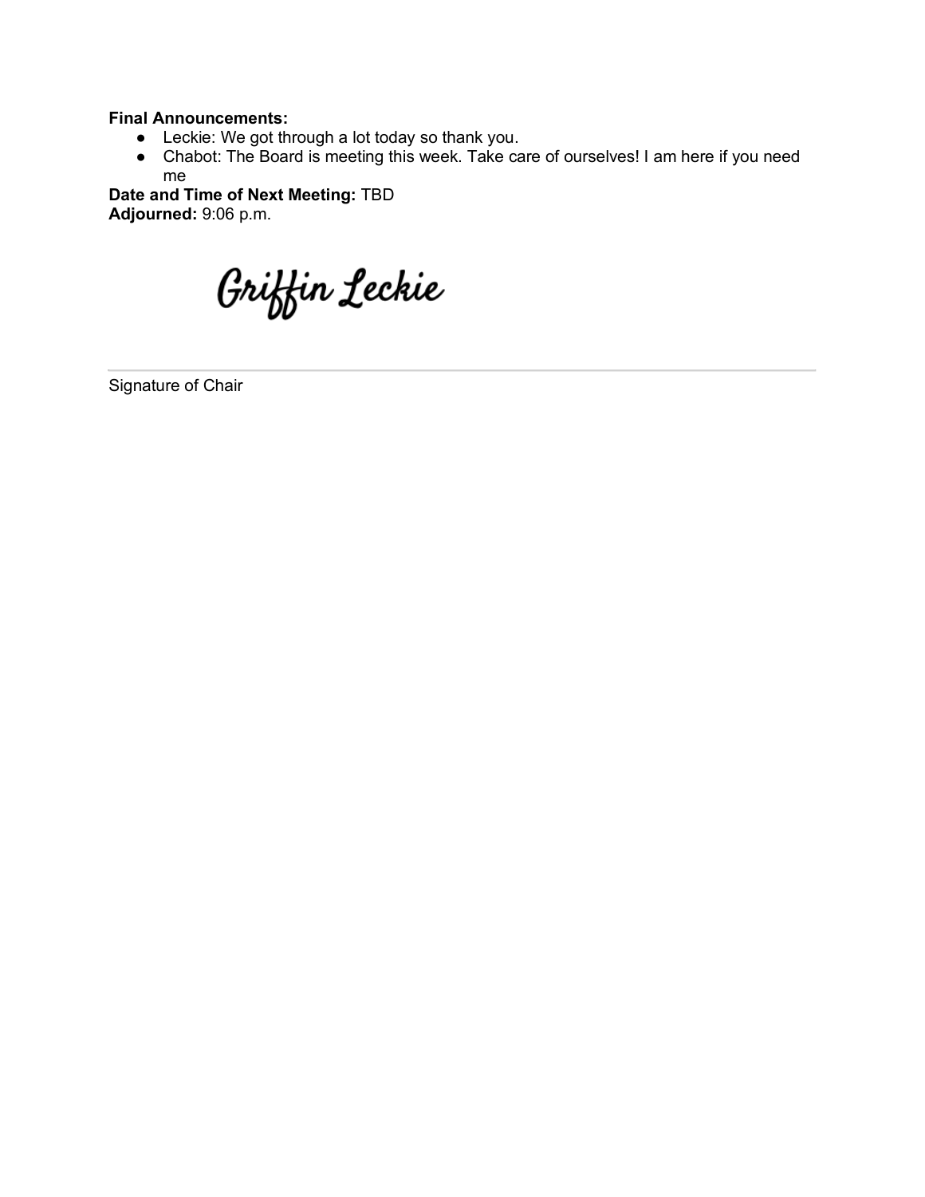**Final Announcements:**

- Leckie: We got through a lot today so thank you.
- Chabot: The Board is meeting this week. Take care of ourselves! I am here if you need me

**Date and Time of Next Meeting:** TBD

**Adjourned:** 9:06 p.m.

Griffin Leckie

Signature of Chair